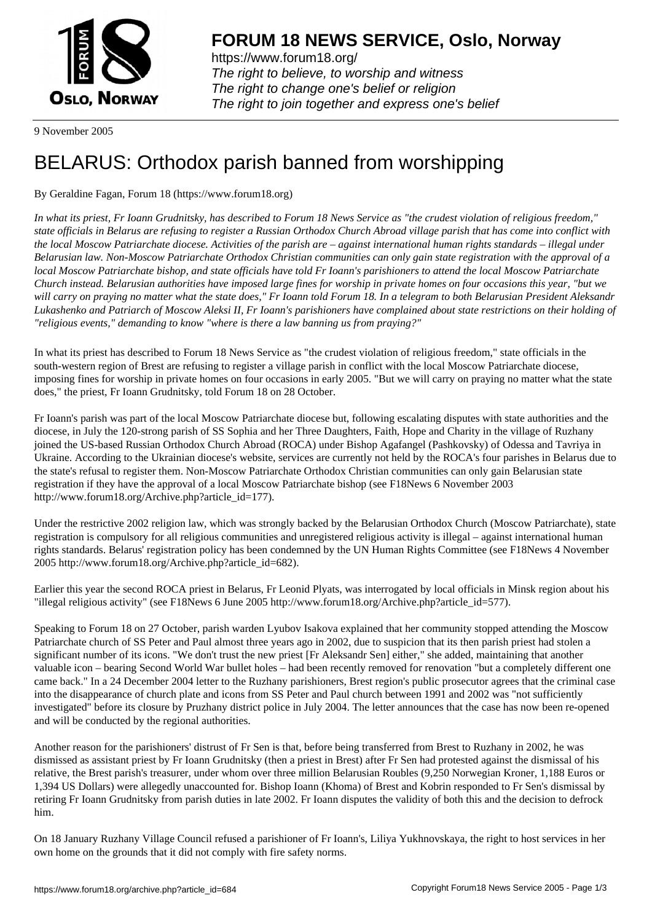# FORUM 18 NEWS SERVICE, Oslo, Norway

https://www.forum18.org/
*The right to believe, to worship and witness*
*The right to change one's belief or religion*
*The right to join together and express one's belief*

9 November 2005

# BELARUS: Orthodox parish banned from worshipping

By Geraldine Fagan, Forum 18 (https://www.forum18.org)

*In what its priest, Fr Ioann Grudnitsky, has described to Forum 18 News Service as "the crudest violation of religious freedom," state officials in Belarus are refusing to register a Russian Orthodox Church Abroad village parish that has come into conflict with the local Moscow Patriarchate diocese. Activities of the parish are – against international human rights standards – illegal under Belarusian law. Non-Moscow Patriarchate Orthodox Christian communities can only gain state registration with the approval of a local Moscow Patriarchate bishop, and state officials have told Fr Ioann's parishioners to attend the local Moscow Patriarchate Church instead. Belarusian authorities have imposed large fines for worship in private homes on four occasions this year, "but we will carry on praying no matter what the state does," Fr Ioann told Forum 18. In a telegram to both Belarusian President Aleksandr Lukashenko and Patriarch of Moscow Aleksi II, Fr Ioann's parishioners have complained about state restrictions on their holding of "religious events," demanding to know "where is there a law banning us from praying?"*

In what its priest has described to Forum 18 News Service as "the crudest violation of religious freedom," state officials in the south-western region of Brest are refusing to register a village parish in conflict with the local Moscow Patriarchate diocese, imposing fines for worship in private homes on four occasions in early 2005. "But we will carry on praying no matter what the state does," the priest, Fr Ioann Grudnitsky, told Forum 18 on 28 October.

Fr Ioann's parish was part of the local Moscow Patriarchate diocese but, following escalating disputes with state authorities and the diocese, in July the 120-strong parish of SS Sophia and her Three Daughters, Faith, Hope and Charity in the village of Ruzhany joined the US-based Russian Orthodox Church Abroad (ROCA) under Bishop Agafangel (Pashkovsky) of Odessa and Tavriya in Ukraine. According to the Ukrainian diocese's website, services are currently not held by the ROCA's four parishes in Belarus due to the state's refusal to register them. Non-Moscow Patriarchate Orthodox Christian communities can only gain Belarusian state registration if they have the approval of a local Moscow Patriarchate bishop (see F18News 6 November 2003 http://www.forum18.org/Archive.php?article_id=177).

Under the restrictive 2002 religion law, which was strongly backed by the Belarusian Orthodox Church (Moscow Patriarchate), state registration is compulsory for all religious communities and unregistered religious activity is illegal – against international human rights standards. Belarus' registration policy has been condemned by the UN Human Rights Committee (see F18News 4 November 2005 http://www.forum18.org/Archive.php?article_id=682).

Earlier this year the second ROCA priest in Belarus, Fr Leonid Plyats, was interrogated by local officials in Minsk region about his "illegal religious activity" (see F18News 6 June 2005 http://www.forum18.org/Archive.php?article_id=577).

Speaking to Forum 18 on 27 October, parish warden Lyubov Isakova explained that her community stopped attending the Moscow Patriarchate church of SS Peter and Paul almost three years ago in 2002, due to suspicion that its then parish priest had stolen a significant number of its icons. "We don't trust the new priest [Fr Aleksandr Sen] either," she added, maintaining that another valuable icon – bearing Second World War bullet holes – had been recently removed for renovation "but a completely different one came back." In a 24 December 2004 letter to the Ruzhany parishioners, Brest region's public prosecutor agrees that the criminal case into the disappearance of church plate and icons from SS Peter and Paul church between 1991 and 2002 was "not sufficiently investigated" before its closure by Pruzhany district police in July 2004. The letter announces that the case has now been re-opened and will be conducted by the regional authorities.

Another reason for the parishioners' distrust of Fr Sen is that, before being transferred from Brest to Ruzhany in 2002, he was dismissed as assistant priest by Fr Ioann Grudnitsky (then a priest in Brest) after Fr Sen had protested against the dismissal of his relative, the Brest parish's treasurer, under whom over three million Belarusian Roubles (9,250 Norwegian Kroner, 1,188 Euros or 1,394 US Dollars) were allegedly unaccounted for. Bishop Ioann (Khoma) of Brest and Kobrin responded to Fr Sen's dismissal by retiring Fr Ioann Grudnitsky from parish duties in late 2002. Fr Ioann disputes the validity of both this and the decision to defrock him.

On 18 January Ruzhany Village Council refused a parishioner of Fr Ioann's, Liliya Yukhnovskaya, the right to host services in her own home on the grounds that it did not comply with fire safety norms.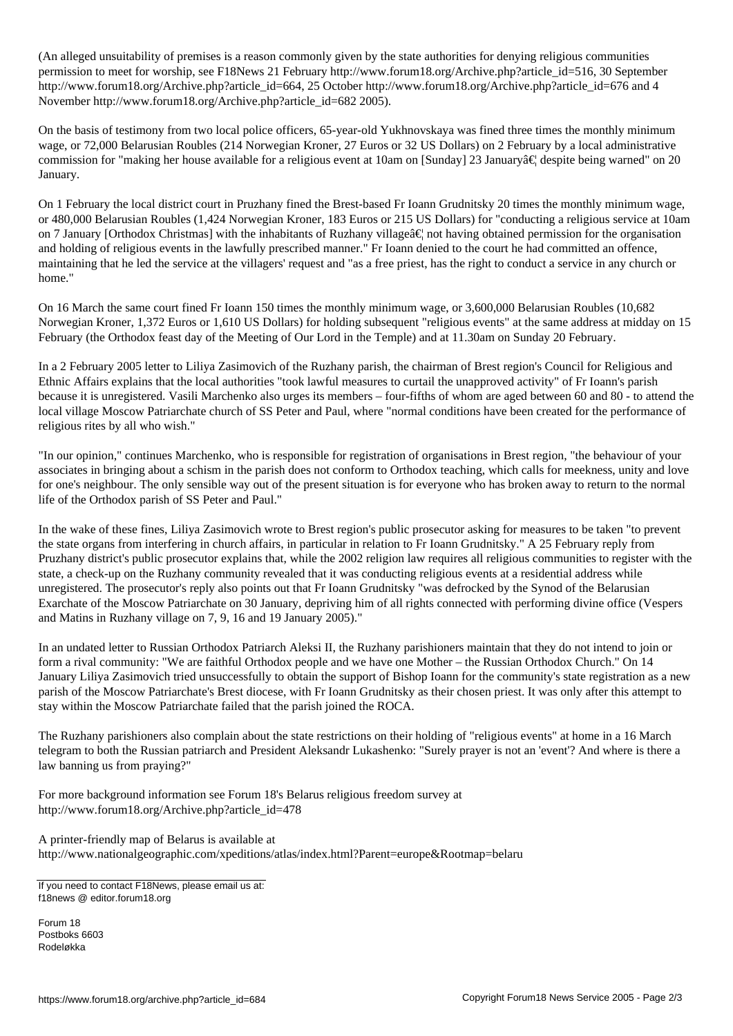(An alleged unsuitability of premises is a reason commonly given by the state authorities for denying religious communities permission to meet for worship, see F18News 21 February http://www.forum18.org/Archive.php?article_id=516, 30 September http://www.forum18.org/Archive.php?article_id=664, 25 October http://www.forum18.org/Archive.php?article_id=676 and 4 November http://www.forum18.org/Archive.php?article_id=682 2005).

On the basis of testimony from two local police officers, 65-year-old Yukhnovskaya was fined three times the monthly minimum wage, or 72,000 Belarusian Roubles (214 Norwegian Kroner, 27 Euros or 32 US Dollars) on 2 February by a local administrative commission for "making her house available for a religious event at 10am on [Sunday] 23 Januaryâ€¦ despite being warned" on 20 January.

On 1 February the local district court in Pruzhany fined the Brest-based Fr Ioann Grudnitsky 20 times the monthly minimum wage, or 480,000 Belarusian Roubles (1,424 Norwegian Kroner, 183 Euros or 215 US Dollars) for "conducting a religious service at 10am on 7 January [Orthodox Christmas] with the inhabitants of Ruzhany villageâ€¦ not having obtained permission for the organisation and holding of religious events in the lawfully prescribed manner." Fr Ioann denied to the court he had committed an offence, maintaining that he led the service at the villagers' request and "as a free priest, has the right to conduct a service in any church or home."

On 16 March the same court fined Fr Ioann 150 times the monthly minimum wage, or 3,600,000 Belarusian Roubles (10,682 Norwegian Kroner, 1,372 Euros or 1,610 US Dollars) for holding subsequent "religious events" at the same address at midday on 15 February (the Orthodox feast day of the Meeting of Our Lord in the Temple) and at 11.30am on Sunday 20 February.

In a 2 February 2005 letter to Liliya Zasimovich of the Ruzhany parish, the chairman of Brest region's Council for Religious and Ethnic Affairs explains that the local authorities "took lawful measures to curtail the unapproved activity" of Fr Ioann's parish because it is unregistered. Vasili Marchenko also urges its members – four-fifths of whom are aged between 60 and 80 - to attend the local village Moscow Patriarchate church of SS Peter and Paul, where "normal conditions have been created for the performance of religious rites by all who wish."

"In our opinion," continues Marchenko, who is responsible for registration of organisations in Brest region, "the behaviour of your associates in bringing about a schism in the parish does not conform to Orthodox teaching, which calls for meekness, unity and love for one's neighbour. The only sensible way out of the present situation is for everyone who has broken away to return to the normal life of the Orthodox parish of SS Peter and Paul."

In the wake of these fines, Liliya Zasimovich wrote to Brest region's public prosecutor asking for measures to be taken "to prevent the state organs from interfering in church affairs, in particular in relation to Fr Ioann Grudnitsky." A 25 February reply from Pruzhany district's public prosecutor explains that, while the 2002 religion law requires all religious communities to register with the state, a check-up on the Ruzhany community revealed that it was conducting religious events at a residential address while unregistered. The prosecutor's reply also points out that Fr Ioann Grudnitsky "was defrocked by the Synod of the Belarusian Exarchate of the Moscow Patriarchate on 30 January, depriving him of all rights connected with performing divine office (Vespers and Matins in Ruzhany village on 7, 9, 16 and 19 January 2005)."

In an undated letter to Russian Orthodox Patriarch Aleksi II, the Ruzhany parishioners maintain that they do not intend to join or form a rival community: "We are faithful Orthodox people and we have one Mother – the Russian Orthodox Church." On 14 January Liliya Zasimovich tried unsuccessfully to obtain the support of Bishop Ioann for the community's state registration as a new parish of the Moscow Patriarchate's Brest diocese, with Fr Ioann Grudnitsky as their chosen priest. It was only after this attempt to stay within the Moscow Patriarchate failed that the parish joined the ROCA.

The Ruzhany parishioners also complain about the state restrictions on their holding of "religious events" at home in a 16 March telegram to both the Russian patriarch and President Aleksandr Lukashenko: "Surely prayer is not an 'event'? And where is there a law banning us from praying?"

For more background information see Forum 18's Belarus religious freedom survey at http://www.forum18.org/Archive.php?article_id=478

A printer-friendly map of Belarus is available at
http://www.nationalgeographic.com/xpeditions/atlas/index.html?Parent=europe&Rootmap=belaru

If you need to contact F18News, please email us at:
f18news @ editor.forum18.org

Forum 18
Postboks 6603
Rodeløkka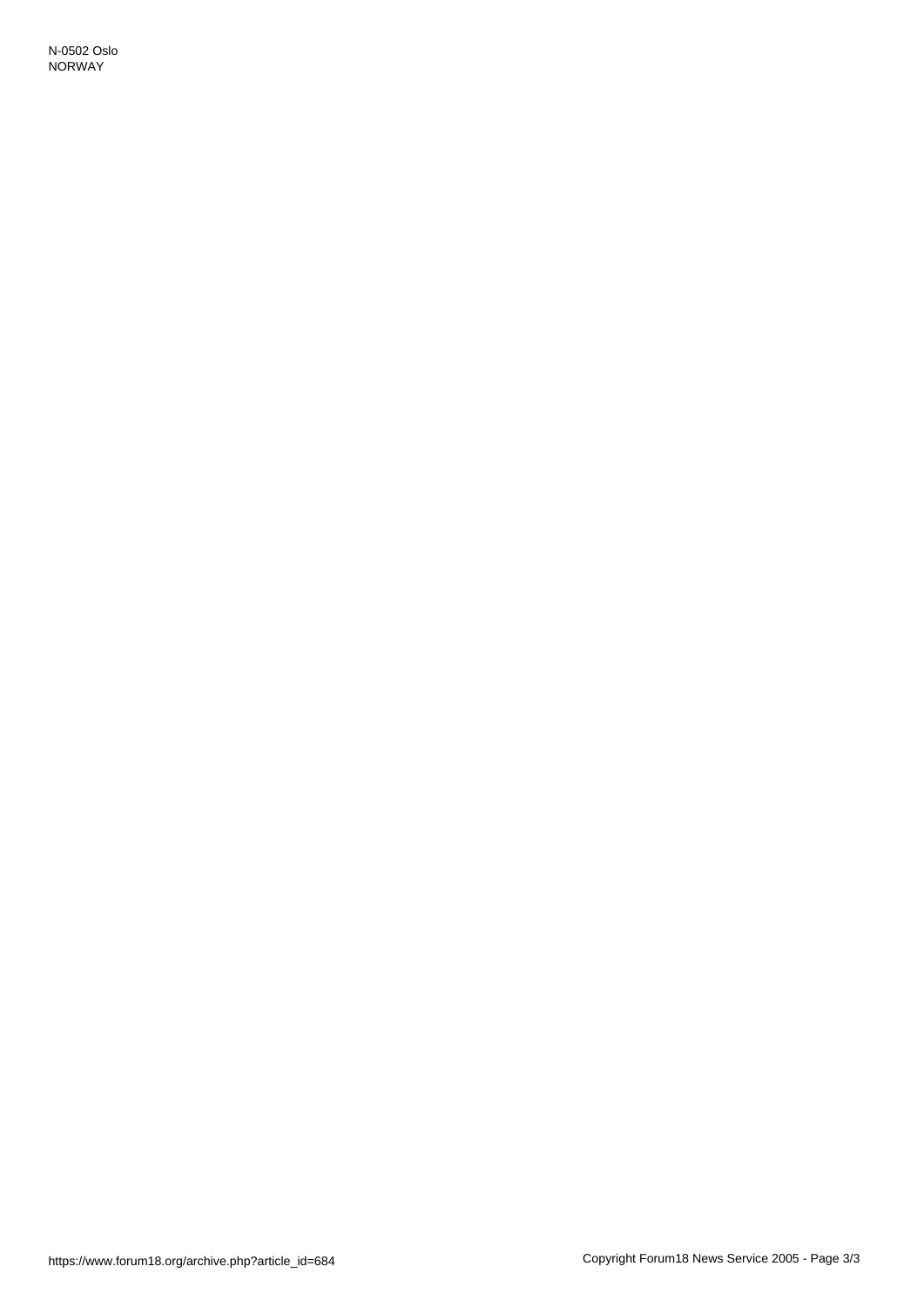N-0502 Oslo
NORWAY